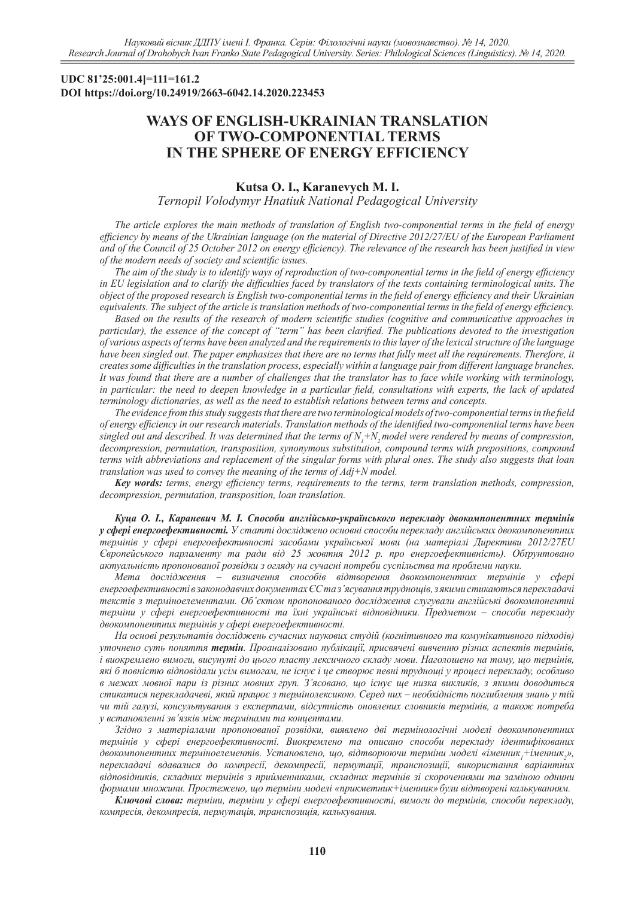**UDC 81'25:001.4]=111=161.2**
**DOI https://doi.org/10.24919/2663-6042.14.2020.223453**

# WAYS OF ENGLISH-UKRAINIAN TRANSLATION OF TWO-COMPONENTIAL TERMS IN THE SPHERE OF ENERGY EFFICIENCY

**Kutsa O. I., Karanevych M. I.**

*Ternopil Volodymyr Hnatiuk National Pedagogical University*

*The article explores the main methods of translation of English two-componential terms in the field of energy efficiency by means of the Ukrainian language (on the material of Directive 2012/27/EU of the European Parliament and of the Council of 25 October 2012 on energy efficiency). The relevance of the research has been justified in view of the modern needs of society and scientific issues.*

*The aim of the study is to identify ways of reproduction of two-componential terms in the field of energy efficiency in EU legislation and to clarify the difficulties faced by translators of the texts containing terminological units. The object of the proposed research is English two-componential terms in the field of energy efficiency and their Ukrainian equivalents. The subject of the article is translation methods of two-componential terms in the field of energy efficiency.*

*Based on the results of the research of modern scientific studies (cognitive and communicative approaches in particular), the essence of the concept of "term" has been clarified. The publications devoted to the investigation of various aspects of terms have been analyzed and the requirements to this layer of the lexical structure of the language have been singled out. The paper emphasizes that there are no terms that fully meet all the requirements. Therefore, it creates some difficulties in the translation process, especially within a language pair from different language branches. It was found that there are a number of challenges that the translator has to face while working with terminology, in particular: the need to deepen knowledge in a particular field, consultations with experts, the lack of updated terminology dictionaries, as well as the need to establish relations between terms and concepts.*

*The evidence from this study suggests that there are two terminological models of two-componential terms in the field of energy efficiency in our research materials. Translation methods of the identified two-componential terms have been singled out and described. It was determined that the terms of $N_1+N_2$ model were rendered by means of compression, decompression, permutation, transposition, synonymous substitution, compound terms with prepositions, compound terms with abbreviations and replacement of the singular forms with plural ones. The study also suggests that loan translation was used to convey the meaning of the terms of Adj+N model.*

***Key words:*** *terms, energy efficiency terms, requirements to the terms, term translation methods, compression, decompression, permutation, transposition, loan translation.*

***Куца О. І., Каранeвич М. І. Способи англійсько-українського перекладу двокомпонентних термінів у сфері енергоефективності.*** *У статті досліджено основні способи перекладу англійських двокомпонентних термінів у сфері енергоефективності засобами української мови (на матеріалі Директиви 2012/27EU Європейського парламенту та ради від 25 жовтня 2012 р. про енергоефективність). Обґрунтовано актуальність пропонованої розвідки з огляду на сучасні потреби суспільства та проблеми науки.*

*Мета дослідження – визначення способів відтворення двокомпонентних термінів у сфері енергоефективності в законодавчих документах ЄС та з'ясування труднощів, з якими стикаються перекладачі текстів з терміноелементами. Об'єктом пропонованого дослідження слугували англійські двокомпонентні терміни у сфері енергоефективності та їхні українські відповідники. Предметом – способи перекладу двокомпонентних термінів у сфері енергоефективності.*

*На основі результатів досліджень сучасних наукових студій (когнітивного та комунікативного підходів) уточнено суть поняття* ***термін****. Проаналізовано публікації, присвячені вивченню різних аспектів термінів, і виокремлено вимоги, висунуті до цього пласту лексичного складу мови. Наголошено на тому, що термінів, які б повністю відповідали усім вимогам, не існує і це створює певні труднощі у процесі перекладу, особливо в межах мовної пари із різних мовних груп. З'ясовано, що існує ще низка викликів, з якими доводиться стикатися перекладачеві, який працює з термінолексикою. Серед них – необхідність поглиблення знань у тій чи тій галузі, консультування з експертами, відсутність оновлених словників термінів, а також потреба у встановленні зв'язків між термінами та концептами.*

*Згідно з матеріалами пропонованої розвідки, виявлено дві термінологічні моделі двокомпонентних термінів у сфері енергоефективності. Виокремлено та описано способи перекладу ідентифікованих двокомпонентних терміноелементів. Установлено, що, відтворюючи терміни моделі «іменник$_1$+іменник$_2$», перекладачі вдавалися до компресії, декомпресії, пермутації, транспозиції, використання варіантних відповідників, складних термінів з прийменниками, складних термінів зі скороченнями та заміною однини формами множини. Простежено, що терміни моделі «прикметник+іменник» були відтворені калькуванням.*

***Ключові слова:*** *терміни, терміни у сфері енергоефективності, вимоги до термінів, способи перекладу, компресія, декомпресія, пермутація, транспозиція, калькування.*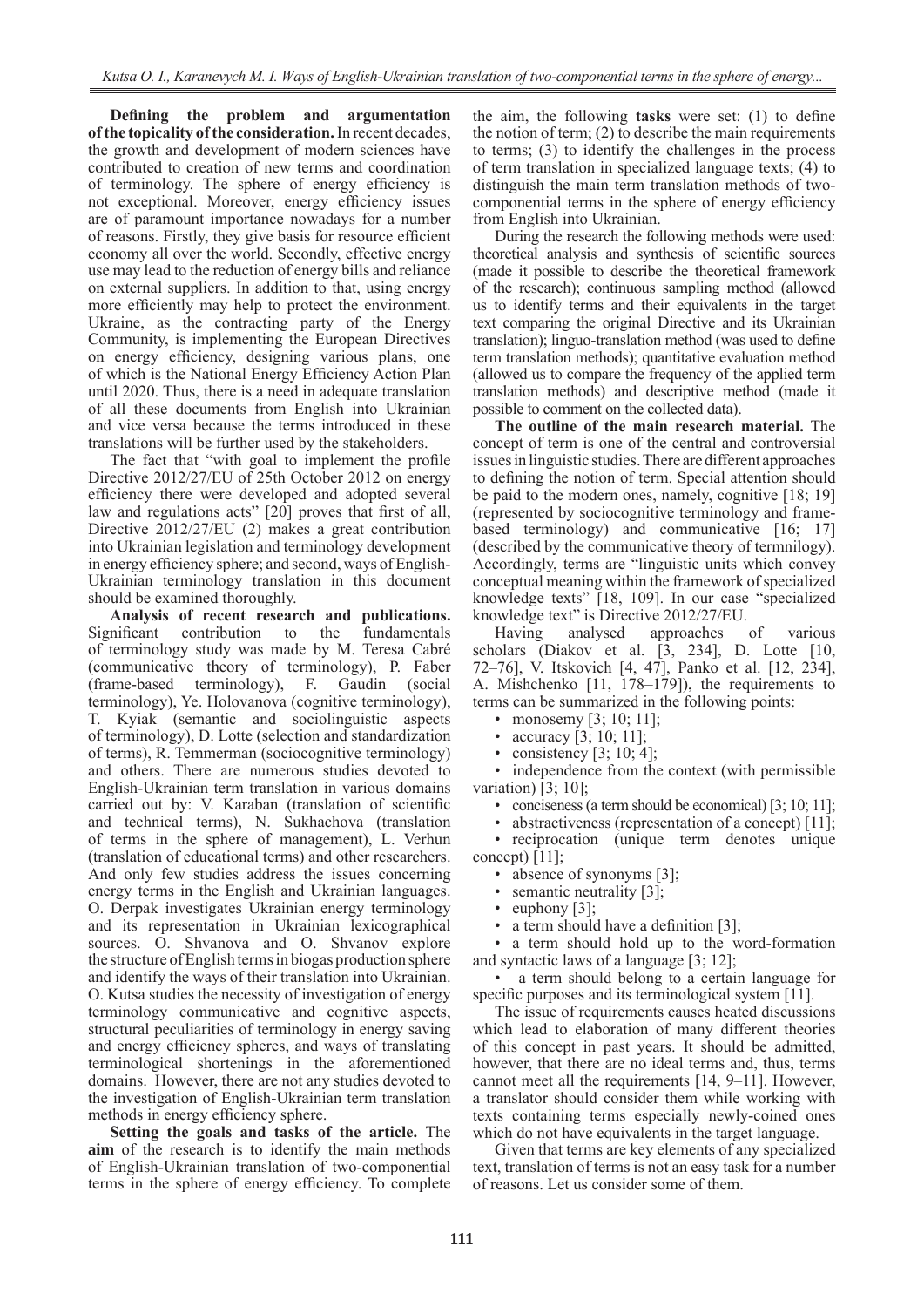**Defining the problem and argumentation of the topicality of the consideration.** In recent decades, the growth and development of modern sciences have contributed to creation of new terms and coordination of terminology. The sphere of energy efficiency is not exceptional. Moreover, energy efficiency issues are of paramount importance nowadays for a number of reasons. Firstly, they give basis for resource efficient economy all over the world. Secondly, effective energy use may lead to the reduction of energy bills and reliance on external suppliers. In addition to that, using energy more efficiently may help to protect the environment. Ukraine, as the contracting party of the Energy Community, is implementing the European Directives on energy efficiency, designing various plans, one of which is the National Energy Efficiency Action Plan until 2020. Thus, there is a need in adequate translation of all these documents from English into Ukrainian and vice versa because the terms introduced in these translations will be further used by the stakeholders.

The fact that "with goal to implement the profile Directive 2012/27/EU of 25th October 2012 on energy efficiency there were developed and adopted several law and regulations acts" [20] proves that first of all, Directive 2012/27/EU (2) makes a great contribution into Ukrainian legislation and terminology development in energy efficiency sphere; and second, ways of English-Ukrainian terminology translation in this document should be examined thoroughly.

**Analysis of recent research and publications.** Significant contribution to the fundamentals of terminology study was made by M. Teresa Cabré (communicative theory of terminology), P. Faber (frame-based terminology), F. Gaudin (social terminology), Ye. Holovanova (cognitive terminology), T. Kyiak (semantic and sociolinguistic aspects of terminology), D. Lotte (selection and standardization of terms), R. Temmerman (sociocognitive terminology) and others. There are numerous studies devoted to English-Ukrainian term translation in various domains carried out by: V. Karaban (translation of scientific and technical terms), N. Sukhachova (translation of terms in the sphere of management), L. Verhun (translation of educational terms) and other researchers. And only few studies address the issues concerning energy terms in the English and Ukrainian languages. O. Derpak investigates Ukrainian energy terminology and its representation in Ukrainian lexicographical sources. O. Shvanova and O. Shvanov explore the structure of English terms in biogas production sphere and identify the ways of their translation into Ukrainian. O. Kutsa studies the necessity of investigation of energy terminology communicative and cognitive aspects, structural peculiarities of terminology in energy saving and energy efficiency spheres, and ways of translating terminological shortenings in the aforementioned domains. However, there are not any studies devoted to the investigation of English-Ukrainian term translation methods in energy efficiency sphere.

**Setting the goals and tasks of the article.** The **aim** of the research is to identify the main methods of English-Ukrainian translation of two-componential terms in the sphere of energy efficiency. To complete the aim, the following **tasks** were set: (1) to define the notion of term; (2) to describe the main requirements to terms; (3) to identify the challenges in the process of term translation in specialized language texts; (4) to distinguish the main term translation methods of two-componential terms in the sphere of energy efficiency from English into Ukrainian.

During the research the following methods were used: theoretical analysis and synthesis of scientific sources (made it possible to describe the theoretical framework of the research); continuous sampling method (allowed us to identify terms and their equivalents in the target text comparing the original Directive and its Ukrainian translation); linguo-translation method (was used to define term translation methods); quantitative evaluation method (allowed us to compare the frequency of the applied term translation methods) and descriptive method (made it possible to comment on the collected data).

**The outline of the main research material.** The concept of term is one of the central and controversial issues in linguistic studies. There are different approaches to defining the notion of term. Special attention should be paid to the modern ones, namely, cognitive [18; 19] (represented by sociocognitive terminology and frame-based terminology) and communicative [16; 17] (described by the communicative theory of termnilogy). Accordingly, terms are "linguistic units which convey conceptual meaning within the framework of specialized knowledge texts" [18, 109]. In our case "specialized knowledge text" is Directive 2012/27/EU.

Having analysed approaches of various scholars (Diakov et al. [3, 234], D. Lotte [10, 72–76], V. Itskovich [4, 47], Panko et al. [12, 234], A. Mishchenko [11, 178–179]), the requirements to terms can be summarized in the following points:

- monosemy [3; 10; 11];
- accuracy [3; 10; 11];
- consistency [3; 10; 4];
- independence from the context (with permissible variation) [3; 10];
- conciseness (a term should be economical) [3; 10; 11];
- abstractiveness (representation of a concept) [11];
- reciprocation (unique term denotes unique concept) [11];
- absence of synonyms [3];
- semantic neutrality [3];
- euphony [3];
- a term should have a definition [3];
- a term should hold up to the word-formation and syntactic laws of a language [3; 12];
- a term should belong to a certain language for specific purposes and its terminological system [11].

The issue of requirements causes heated discussions which lead to elaboration of many different theories of this concept in past years. It should be admitted, however, that there are no ideal terms and, thus, terms cannot meet all the requirements [14, 9–11]. However, a translator should consider them while working with texts containing terms especially newly-coined ones which do not have equivalents in the target language.

Given that terms are key elements of any specialized text, translation of terms is not an easy task for a number of reasons. Let us consider some of them.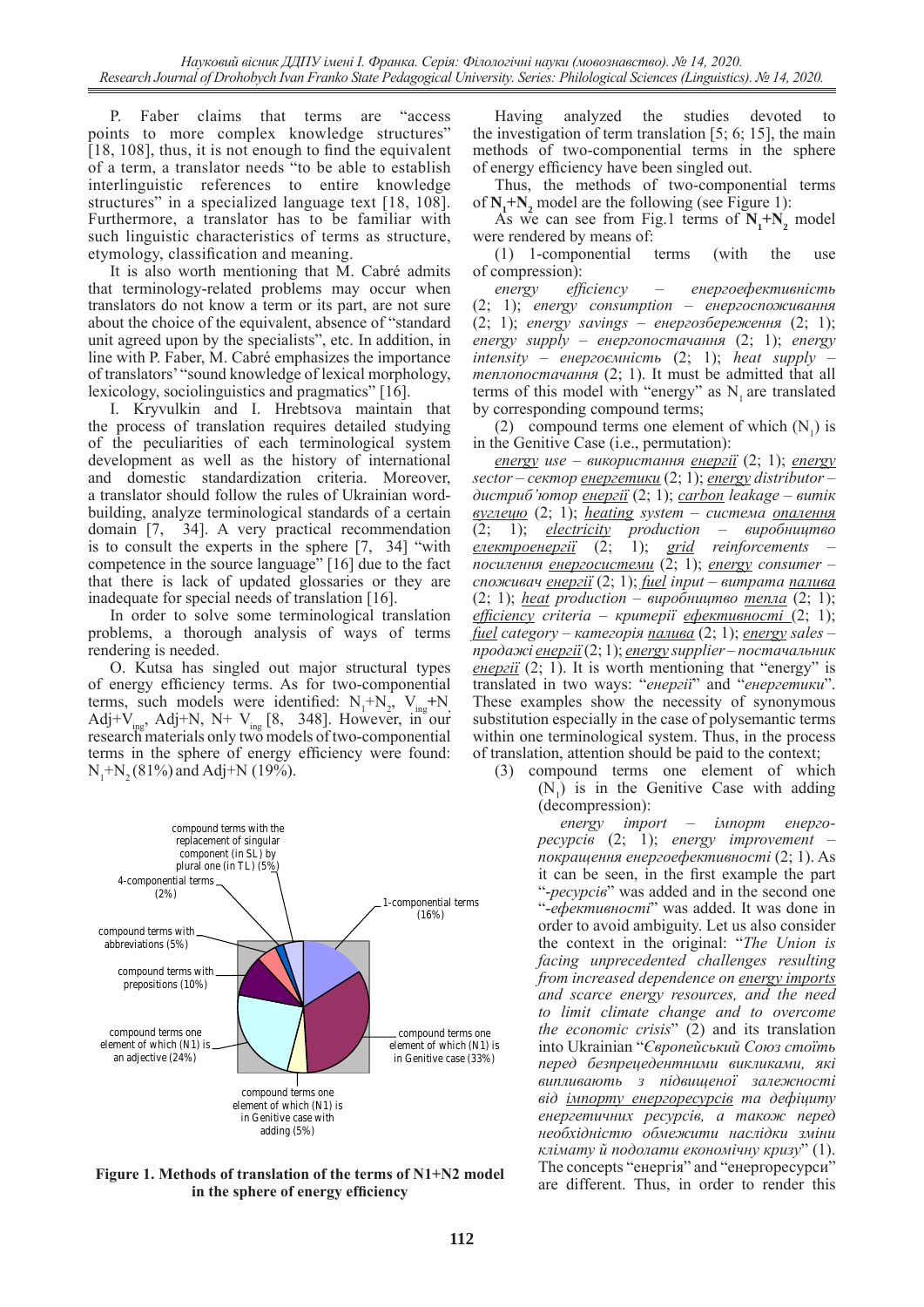P. Faber claims that terms are "access points to more complex knowledge structures" [18, 108], thus, it is not enough to find the equivalent of a term, a translator needs "to be able to establish interlinguistic references to entire knowledge structures" in a specialized language text [18, 108]. Furthermore, a translator has to be familiar with such linguistic characteristics of terms as structure, etymology, classification and meaning.

It is also worth mentioning that M. Cabré admits that terminology-related problems may occur when translators do not know a term or its part, are not sure about the choice of the equivalent, absence of "standard unit agreed upon by the specialists", etc. In addition, in line with P. Faber, M. Cabré emphasizes the importance of translators' "sound knowledge of lexical morphology, lexicology, sociolinguistics and pragmatics" [16].

I. Kryvulkin and I. Hrebtsova maintain that the process of translation requires detailed studying of the peculiarities of each terminological system development as well as the history of international and domestic standardization criteria. Moreover, a translator should follow the rules of Ukrainian word-building, analyze terminological standards of a certain domain [7, 34]. A very practical recommendation is to consult the experts in the sphere [7, 34] "with competence in the source language" [16] due to the fact that there is lack of updated glossaries or they are inadequate for special needs of translation [16].

In order to solve some terminological translation problems, a thorough analysis of ways of terms rendering is needed.

O. Kutsa has singled out major structural types of energy efficiency terms. As for two-componential terms, such models were identified: $N_1$+$N_2$, $V_{ing}$+N, Adj+$V_{ing}$, Adj+N, N+ $V_{ing}$ [8, 348]. However, in our research materials only two models of two-componential terms in the sphere of energy efficiency were found: $N_1$+$N_2$ (81%) and Adj+N (19%).

| Method of translation | Share |
|---|---|
| 1-componential terms | 16% |
| compound terms one element of which (N1) is in Genitive case | 33% |
| compound terms one element of which (N1) is in Genitive case with adding | 5% |
| compound terms one element of which (N1) is an adjective | 24% |
| compound terms with prepositions | 10% |
| compound terms with abbreviations | 5% |
| 4-componential terms | 2% |
| compound terms with the replacement of singular component (in SL) by plural one (in TL) | 5% |

**Figure 1. Methods of translation of the terms of N1+N2 model in the sphere of energy efficiency**

Having analyzed the studies devoted to the investigation of term translation [5; 6; 15], the main methods of two-componential terms in the sphere of energy efficiency have been singled out.

Thus, the methods of two-componential terms of **$N_1$+$N_2$** model are the following (see Figure 1):

As we can see from Fig.1 terms of **$N_1$+$N_2$** model were rendered by means of:

(1) 1-componential terms (with the use of compression):

*energy efficiency – енергоефективність* (2; 1); *energy consumption – енергоспоживання* (2; 1); *energy savings – енергозбереження* (2; 1); *energy supply – енергопостачання* (2; 1); *energy intensity – енергоємність* (2; 1); *heat supply – теплопостачання* (2; 1). It must be admitted that all terms of this model with "energy" as $N_1$ are translated by corresponding compound terms;

(2) compound terms one element of which ($N_1$) is in the Genitive Case (i.e., permutation):

*energy use – використання енергії* (2; 1); *energy sector – сектор енергетики* (2; 1); *energy distributor – дистриб'ютор енергії* (2; 1); *carbon leakage – витік вуглецю* (2; 1); *heating system – система опалення* (2; 1); *electricity production – виробництво електроенергії* (2; 1); *grid reinforcements – посилення енергосистеми* (2; 1); *energy consumer – споживач енергії* (2; 1); *fuel input – витрата палива* (2; 1); *heat production – виробництво тепла* (2; 1); *efficiency criteria – критерії ефективності* (2; 1); *fuel category – категорія палива* (2; 1); *energy sales – продажі енергії* (2; 1); *energy supplier – постачальник енергії* (2; 1). It is worth mentioning that "energy" is translated in two ways: "*енергії*" and "*енергетики*". These examples show the necessity of synonymous substitution especially in the case of polysemantic terms within one terminological system. Thus, in the process of translation, attention should be paid to the context;

(3) compound terms one element of which ($N_1$) is in the Genitive Case with adding (decompression):

*energy import – імпорт енергоресурсів* (2; 1); *energy improvement – покращення енергоефективності* (2; 1). As it can be seen, in the first example the part "*-ресурсів*" was added and in the second one "*-ефективності*" was added. It was done in order to avoid ambiguity. Let us also consider the context in the original: "*The Union is facing unprecedented challenges resulting from increased dependence on energy imports and scarce energy resources, and the need to limit climate change and to overcome the economic crisis*" (2) and its translation into Ukrainian "*Європейський Союз стоїть перед безпрецедентними викликами, які випливають з підвищеної залежності від імпорту енергоресурсів та дефіциту енергетичних ресурсів, а також перед необхідністю обмежити наслідки зміни клімату й подолати економічну кризу*" (1). The concepts "енергія" and "енергоресурси" are different. Thus, in order to render this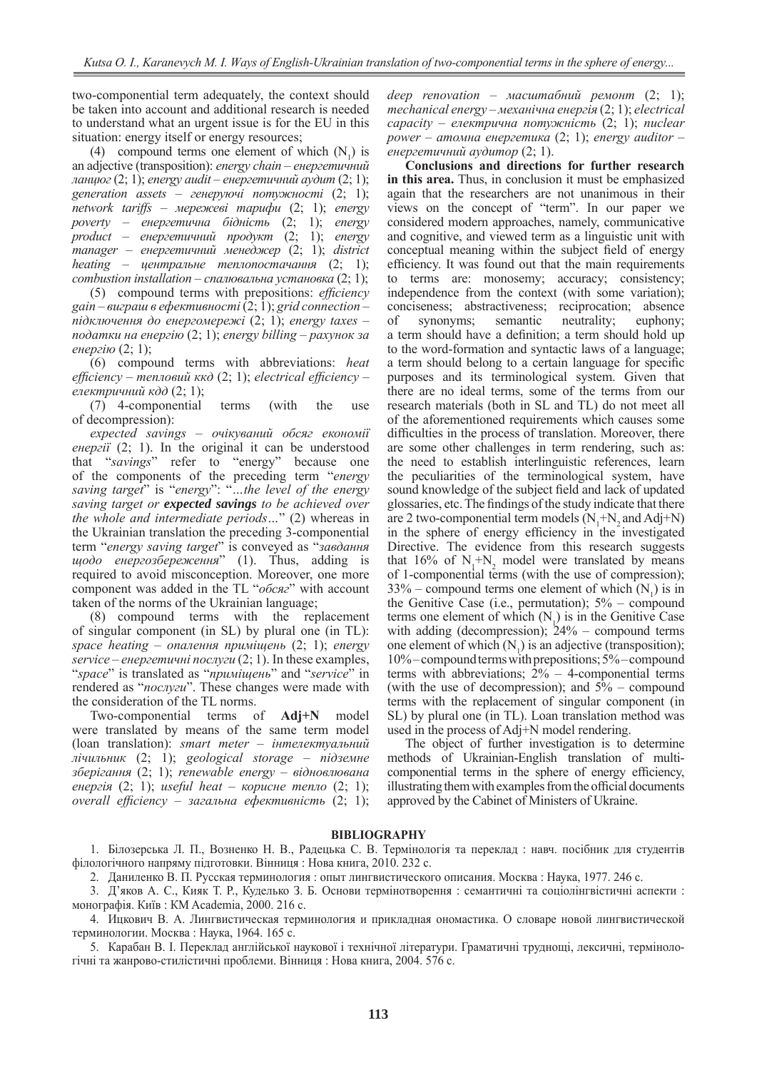two-componential term adequately, the context should be taken into account and additional research is needed to understand what an urgent issue is for the EU in this situation: energy itself or energy resources;

(4) compound terms one element of which ($N_1$) is an adjective (transposition): *energy chain – енергетичний ланцюг* (2; 1); *energy audit – енергетичний аудит* (2; 1); *generation assets – генеруючі потужності* (2; 1); *network tariffs – мережеві тарифи* (2; 1); *energy poverty – енергетична бідність* (2; 1); *energy product – енергетичний продукт* (2; 1); *energy manager – енергетичний менеджер* (2; 1); *district heating – центральне теплопостачання* (2; 1); *combustion installation – спалювальна установка* (2; 1);

(5) compound terms with prepositions: *efficiency gain – виграш в ефективності* (2; 1); *grid connection – підключення до енергомережі* (2; 1); *energy taxes – податки на енергію* (2; 1); *energy billing – рахунок за енергію* (2; 1);

(6) compound terms with abbreviations: *heat efficiency – тепловий ккд* (2; 1); *electrical efficiency – електричний кдд* (2; 1);

(7) 4-componential terms (with the use of decompression):

*expected savings – очікуваний обсяг економії енергії* (2; 1). In the original it can be understood that "*savings*" refer to "energy" because one of the components of the preceding term "*energy saving target*" is "*energy*": "*…the level of the energy saving target or* ***expected savings*** *to be achieved over the whole and intermediate periods…*" (2) whereas in the Ukrainian translation the preceding 3-componential term "*energy saving target*" is conveyed as "*завдання щодо енергозбереження*" (1). Thus, adding is required to avoid misconception. Moreover, one more component was added in the TL "*обсяг*" with account taken of the norms of the Ukrainian language;

(8) compound terms with the replacement of singular component (in SL) by plural one (in TL): *space heating – опалення приміщень* (2; 1); *energy service – енергетичні послуги* (2; 1). In these examples, "*space*" is translated as "*приміщень*" and "*service*" in rendered as "*послуги*". These changes were made with the consideration of the TL norms.

Two-componential terms of **Adj+N** model were translated by means of the same term model (loan translation): *smart meter – інтелектуальний лічильник* (2; 1); *geological storage – підземне зберігання* (2; 1); *renewable energy – відновлювана енергія* (2; 1); *useful heat – корисне тепло* (2; 1); *overall efficiency – загальна ефективність* (2; 1); *deep renovation – масштабний ремонт* (2; 1); *mechanical energy – механічна енергія* (2; 1); *electrical capacity – електрична потужність* (2; 1); *nuclear power – атомна енергетика* (2; 1); *energy auditor – енергетичний аудитор* (2; 1).

**Conclusions and directions for further research in this area.** Thus, in conclusion it must be emphasized again that the researchers are not unanimous in their views on the concept of "term". In our paper we considered modern approaches, namely, communicative and cognitive, and viewed term as a linguistic unit with conceptual meaning within the subject field of energy efficiency. It was found out that the main requirements to terms are: monosemy; accuracy; consistency; independence from the context (with some variation); conciseness; abstractiveness; reciprocation; absence of synonyms; semantic neutrality; euphony; a term should have a definition; a term should hold up to the word-formation and syntactic laws of a language; a term should belong to a certain language for specific purposes and its terminological system. Given that there are no ideal terms, some of the terms from our research materials (both in SL and TL) do not meet all of the aforementioned requirements which causes some difficulties in the process of translation. Moreover, there are some other challenges in term rendering, such as: the need to establish interlinguistic references, learn the peculiarities of the terminological system, have sound knowledge of the subject field and lack of updated glossaries, etc. The findings of the study indicate that there are 2 two-componential term models ($N_1$+$N_2$ and Adj+N) in the sphere of energy efficiency in the investigated Directive. The evidence from this research suggests that 16% of $N_1$+$N_2$ model were translated by means of 1-componential terms (with the use of compression); 33% – compound terms one element of which ($N_1$) is in the Genitive Case (i.e., permutation); 5% – compound terms one element of which ($N_1$) is in the Genitive Case with adding (decompression); 24% – compound terms one element of which ($N_1$) is an adjective (transposition); 10% – compound terms with prepositions; 5% – compound terms with abbreviations; 2% – 4-componential terms (with the use of decompression); and 5% – compound terms with the replacement of singular component (in SL) by plural one (in TL). Loan translation method was used in the process of Adj+N model rendering.

The object of further investigation is to determine methods of Ukrainian-English translation of multi-componential terms in the sphere of energy efficiency, illustrating them with examples from the official documents approved by the Cabinet of Ministers of Ukraine.

## BIBLIOGRAPHY

1. Білозерська Л. П., Возненко Н. В., Радецька С. В. Термінологія та переклад : навч. посібник для студентів філологічного напряму підготовки. Вінниця : Нова книга, 2010. 232 с.
2. Даниленко В. П. Русская терминология : опыт лингвистического описания. Москва : Наука, 1977. 246 с.
3. Д'яков А. С., Кияк Т. Р., Куделько З. Б. Основи термінотворення : семантичні та соціолінгвістичні аспекти : монографія. Київ : КМ Academia, 2000. 216 с.
4. Ицкович В. А. Лингвистическая терминология и прикладная ономастика. О словаре новой лингвистической терминологии. Москва : Наука, 1964. 165 с.
5. Карабан В. І. Переклад англійської наукової і технічної літератури. Граматичні труднощі, лексичні, термінологічні та жанрово-стилістичні проблеми. Вінниця : Нова книга, 2004. 576 с.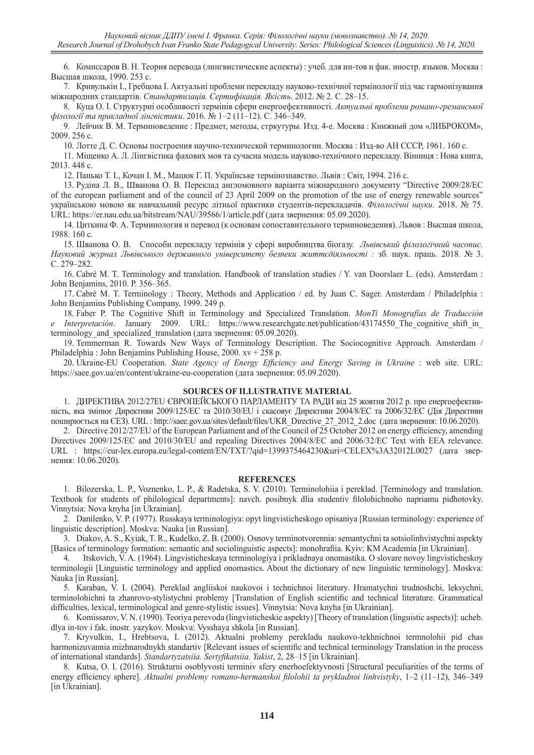6. Комиссаров В. Н. Теория перевода (лингвистические аспекты) : учеб. для ин-тов и фак. иностр. языков. Москва : Высшая школа, 1990. 253 с.

7. Кривулькін І., Гребцова І. Актуальні проблеми перекладу науково-технічної термінології під час гармонізування міжнародних стандартів. *Стандартизація. Сертифікація. Якість*. 2012. № 2. С. 28–15.

8. Куца О. І. Структурні особливості термінів сфери енергоефективності. *Актуальні проблеми романо-греманської філології та прикладної лінгвістики*. 2016. № 1–2 (11–12). С. 346–349.

9. Лейчик В. М. Терминоведение : Предмет, методы, стркутуры. Изд. 4-е. Москва : Книжный дом «ЛИБРОКОМ», 2009. 256 с.

10. Лотте Д. С. Основы построения научно-технической терминологии. Москва : Изд-во АН СССР, 1961. 160 с.

11. Міщенко А. Л. Лінгвістика фахових мов та сучасна модель науково-технічного перекладу. Вінниця : Нова книга, 2013. 448 с.

12. Панько Т. І., Кочан І. М., Мацюк Г. П. Українське термінознавство. Львів : Світ, 1994. 216 с.

13. Рудіна Л. В., Шванова О. В. Переклад англомовного варіанта міжнародного документу "Directive 2009/28/EC of the european parliament and of the council of 23 April 2009 on the promotion of the use of energy renewable sources" українською мовою як навчальний ресурс літньої практики студентів-перекладачів. *Філологічні науки*. 2018. № 75. URL: https://er.nau.edu.ua/bitstream/NAU/39566/1/article.pdf (дата звернення: 05.09.2020).

14. Циткина Ф. А. Терминология и перевод (к основам сопоставительного терминоведения). Львов : Высшая школа, 1988. 160 с.

15. Шванова О. В. Способи перекладу термінів у сфері виробництва біогазу. *Львівський філологічний часопис. Науковий журнал Львівського державного університету безпеки життєдіяльності :* зб. наук. праць. 2018. № 3. С. 279–282.

16. Cabré M. T. Terminology and translation. Handbook of translation studies / Y. van Doorslaer L. (eds). Amsterdam : John Benjamins, 2010. P. 356–365.

17. Cabré M. T. Terminology : Theory, Methods and Application / ed. by Juan C. Sager. Amsterdam / Philadelphia : John Benjamins Publishing Company, 1999. 249 p.

18. Faber P. The Cognitive Shift in Terminology and Specialized Translation. *MonTi Monografías de Traducción e Interpretación*. January 2009. URL: https://www.researchgate.net/publication/43174550_The_cognitive_shift_in_terminology_and_specialized_translation (дата звернення: 05.09.2020).

19. Temmerman R. Towards New Ways of Terminology Description. The Sociocognitive Approach. Amsterdam / Philadelphia : John Benjamins Publishing House, 2000. xv + 258 p.

20. Ukraine-EU Cooperation. *State Agency of Energy Efficiency and Energy Saving in Ukraine* : web site. URL: https://saee.gov.ua/en/content/ukraine-eu-cooperation (дата звернення: 05.09.2020).

## SOURCES OF ILLUSTRATIVE MATERIAL

1. ДИРЕКТИВА 2012/27EU ЄВРОПЕЙСЬКОГО ПАРЛАМЕНТУ ТА РАДИ від 25 жовтня 2012 р. про енергоефективність, яка змінює Директиви 2009/125/ЕС та 2010/30/ЕU і скасовує Директиви 2004/8/ЕС та 2006/32/ЕС (Дія Директиви поширюється на ЄЕЗ). URL : http://saee.gov.ua/sites/default/files/UKR_Directive_27_2012_2.doc (дата звернення: 10.06.2020).

2. Directive 2012/27/EU of the European Parliament and of the Council of 25 October 2012 on energy efficiency, amending Directives 2009/125/EC and 2010/30/EU and repealing Directives 2004/8/EC and 2006/32/EC Text with EEA relevance. URL : https://eur-lex.europa.eu/legal-content/EN/TXT/?qid=1399375464230&uri=CELEX%3A32012L0027 (дата звернення: 10.06.2020).

## REFERENCES

1. Bilozerska, L. P., Voznenko, L. P., & Radetska, S. V. (2010). Terminolohiia i pereklad. [Terminology and translation. Textbook for students of philological departments]: navch. posibnyk dlia studentiv filolohichnoho napriamu pidhotovky. Vinnytsia: Nova knyha [in Ukrainian].

2. Danilenko, V. P. (1977). Russkaya terminologiya: opyt lingvisticheskogo opisaniya [Russian terminology: experience of linguistic description]. Moskva: Nauka [in Russian].

3. Diakov, A. S., Kyiak, T. R., Kudelko, Z. B. (2000). Osnovy terminotvorennia: semantychni ta sotsiolinhvistychni aspekty [Basics of terminology formation: semantic and sociolinguistic aspects]: monohrafiia. Kyiv: KM Academia [in Ukrainian].

4. Itskovich, V. A. (1964). Lingvisticheskaya terminologiya i prikladnaya onomastika. O slovare novoy lingvisticheskoy terminologii [Linguistic terminology and applied onomastics. About the dictionary of new linguistic terminology]. Moskva: Nauka [in Russian].

5. Karaban, V. I. (2004). Pereklad angliiskoi naukovoi i technichnoi literatury. Hramatychni trudnoshchi, leksychni, terminolohichni ta zhanrovo-stylistychni problemy [Translation of English scientific and technical literature. Grammatical difficulties, lexical, terminological and genre-stylistic issues]. Vinnytsia: Nova knyha [in Ukrainian].

6. Komissarov, V. N. (1990). Teoriya perevoda (lingvisticheskie aspekty) [Theory of translation (linguistic aspects)]: ucheb. dlya in-tov i fak. inostr. yazykov. Moskva: Vysshaya shkola [in Russian].

7. Kryvulkin, I., Hrebtsova, I. (2012). Aktualni problemy perekladu naukovo-tekhnichnoi termnolohii pid chas harmonizuvannia mizhnarodnykh standartiv [Relevant issues of scientific and technical terminology Translation in the process of international standards]. *Standartyzatsiia. Sertyfikatsiia. Yakist*, 2, 28–15 [in Ukrainian].

8. Kutsa, O. I. (2016). Strukturni osoblyvosti terminiv sfery enerhoefektyvnosti [Structural peculiarities of the terms of energy efficiency sphere]. *Aktualni problemy romano-hermanskoi filolohii ta prykladnoi linhvistyky*, 1–2 (11–12), 346–349 [in Ukrainian].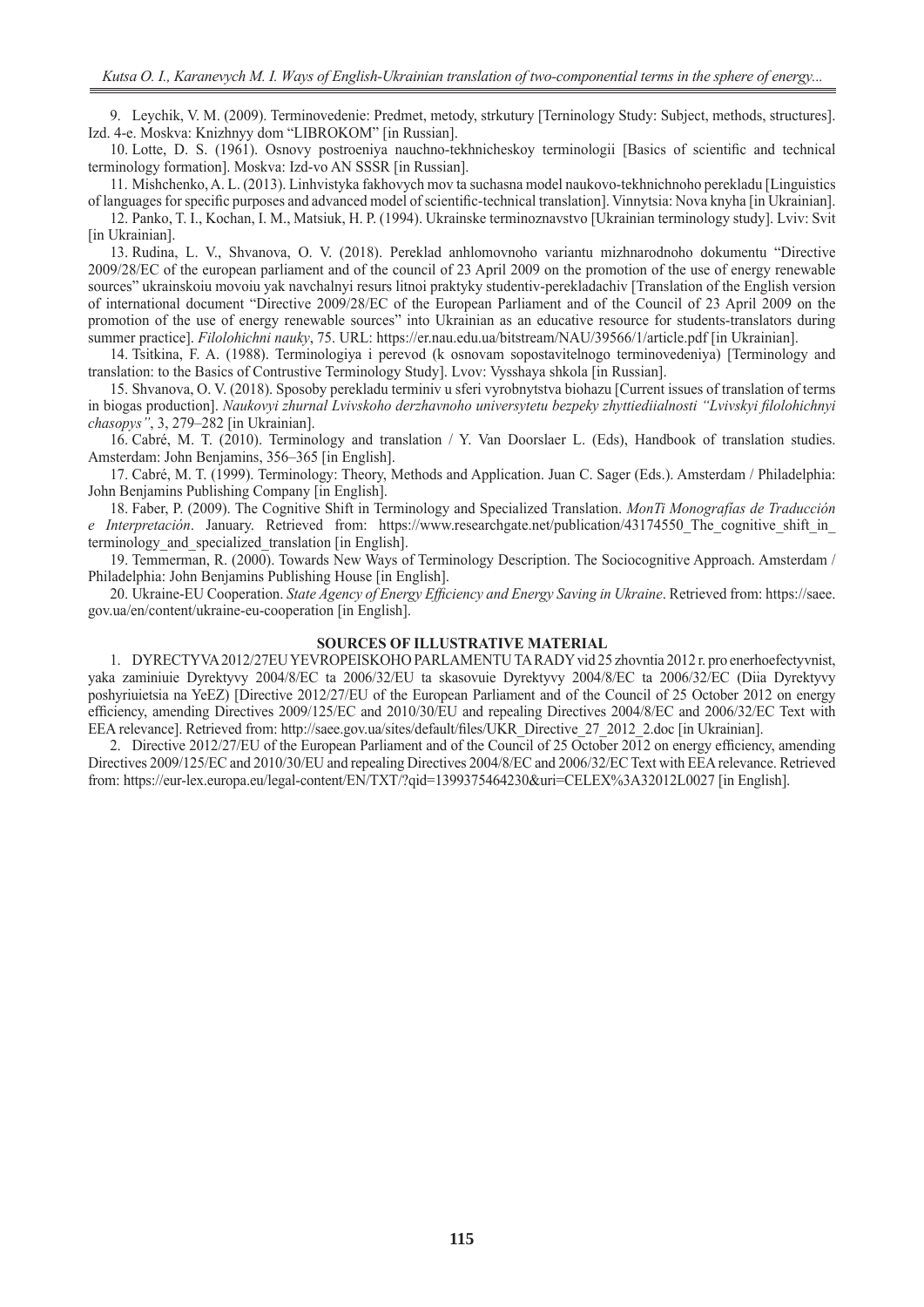9. Leychik, V. M. (2009). Terminovedenie: Predmet, metody, strkutury [Terninology Study: Subject, methods, structures]. Izd. 4-e. Moskva: Knizhnyy dom "LIBROKOM" [in Russian].

10. Lotte, D. S. (1961). Osnovy postroeniya nauchno-tekhnicheskoy terminologii [Basics of scientific and technical terminology formation]. Moskva: Izd-vo AN SSSR [in Russian].

11. Mishchenko, A. L. (2013). Linhvistyka fakhovych mov ta suchasna model naukovo-tekhnichnoho perekladu [Linguistics of languages for specific purposes and advanced model of scientific-technical translation]. Vinnytsia: Nova knyha [in Ukrainian].

12. Panko, T. I., Kochan, I. M., Matsiuk, H. P. (1994). Ukrainske terminoznavstvo [Ukrainian terminology study]. Lviv: Svit [in Ukrainian].

13. Rudina, L. V., Shvanova, O. V. (2018). Pereklad anhlomovnoho variantu mizhnarodnoho dokumentu "Directive 2009/28/EC of the european parliament and of the council of 23 April 2009 on the promotion of the use of energy renewable sources" ukrainskoiu movoiu yak navchalnyi resurs litnoi praktyky studentiv-perekladachiv [Translation of the English version of international document "Directive 2009/28/EC of the European Parliament and of the Council of 23 April 2009 on the promotion of the use of energy renewable sources" into Ukrainian as an educative resource for students-translators during summer practice]. *Filolohichni nauky*, 75. URL: https://er.nau.edu.ua/bitstream/NAU/39566/1/article.pdf [in Ukrainian].

14. Tsitkina, F. A. (1988). Terminologiya i perevod (k osnovam sopostavitelnogo terminovedeniya) [Terminology and translation: to the Basics of Contrustive Terminology Study]. Lvov: Vysshaya shkola [in Russian].

15. Shvanova, O. V. (2018). Sposoby perekladu terminiv u sferi vyrobnytstva biohazu [Current issues of translation of terms in biogas production]. *Naukovyi zhurnal Lvivskoho derzhavnoho universytetu bezpeky zhyttiediialnosti "Lvivskyi filolohichnyi chasopys"*, 3, 279–282 [in Ukrainian].

16. Cabré, M. T. (2010). Terminology and translation / Y. Van Doorslaer L. (Eds), Handbook of translation studies. Amsterdam: John Benjamins, 356–365 [in English].

17. Cabré, M. T. (1999). Terminology: Theory, Methods and Application. Juan C. Sager (Eds.). Amsterdam / Philadelphia: John Benjamins Publishing Company [in English].

18. Faber, P. (2009). The Cognitive Shift in Terminology and Specialized Translation. *MonTi Monografías de Traducción e Interpretación*. January. Retrieved from: https://www.researchgate.net/publication/43174550_The_cognitive_shift_in_terminology_and_specialized_translation [in English].

19. Temmerman, R. (2000). Towards New Ways of Terminology Description. The Sociocognitive Approach. Amsterdam / Philadelphia: John Benjamins Publishing House [in English].

20. Ukraine-EU Cooperation. *State Agency of Energy Efficiency and Energy Saving in Ukraine*. Retrieved from: https://saee.gov.ua/en/content/ukraine-eu-cooperation [in English].

## SOURCES OF ILLUSTRATIVE MATERIAL

1. DYRECTYVA 2012/27EU YEVROPEISKOHO PARLAMENTU TA RADY vid 25 zhovtnia 2012 r. pro enerhoefectyvnist, yaka zaminiuie Dyrektyvy 2004/8/EC ta 2006/32/EU ta skasovuie Dyrektyvy 2004/8/EC ta 2006/32/EC (Diia Dyrektyvy poshyriuietsia na YeEZ) [Directive 2012/27/EU of the European Parliament and of the Council of 25 October 2012 on energy efficiency, amending Directives 2009/125/EC and 2010/30/EU and repealing Directives 2004/8/EC and 2006/32/EC Text with EEA relevance]. Retrieved from: http://saee.gov.ua/sites/default/files/UKR_Directive_27_2012_2.doc [in Ukrainian].

2. Directive 2012/27/EU of the European Parliament and of the Council of 25 October 2012 on energy efficiency, amending Directives 2009/125/EC and 2010/30/EU and repealing Directives 2004/8/EC and 2006/32/EC Text with EEA relevance. Retrieved from: https://eur-lex.europa.eu/legal-content/EN/TXT/?qid=1399375464230&uri=CELEX%3A32012L0027 [in English].